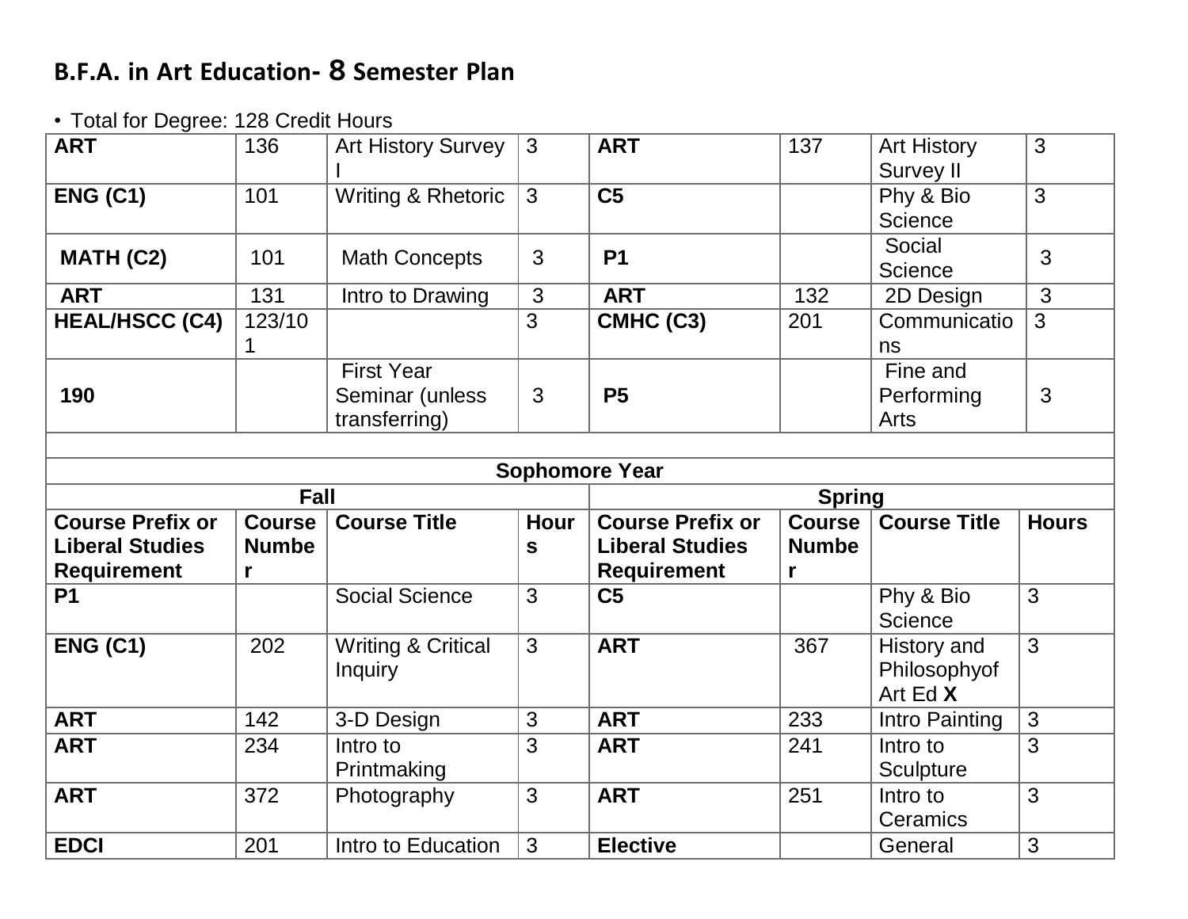## B.F.A. in Art Education- 8 Semester Plan

- Total for Degree: 128 Credit Hours

| | | | | | | | |
|---|---|---|---|---|---|---|---|
| **ART** | 136 | Art History Survey I | 3 | **ART** | 137 | Art History Survey II | 3 |
| **ENG (C1)** | 101 | Writing & Rhetoric | 3 | **C5** | | Phy & Bio Science | 3 |
| **MATH (C2)** | 101 | Math Concepts | 3 | **P1** | | Social Science | 3 |
| **ART** | 131 | Intro to Drawing | 3 | **ART** | 132 | 2D Design | 3 |
| **HEAL/HSCC (C4)** | 123/101 | | 3 | **CMHC (C3)** | 201 | Communications | 3 |
| **190** | | First Year Seminar (unless transferring) | 3 | **P5** | | Fine and Performing Arts | 3 |
| | | | | | | | |
| **Sophomore Year** | | | | | | | |
| **Fall** | | | | **Spring** | | | |
| **Course Prefix or Liberal Studies Requirement** | **Course Number** | **Course Title** | **Hours** | **Course Prefix or Liberal Studies Requirement** | **Course Number** | **Course Title** | **Hours** |
| **P1** | | Social Science | 3 | **C5** | | Phy & Bio Science | 3 |
| **ENG (C1)** | 202 | Writing & Critical Inquiry | 3 | **ART** | 367 | History and Philosophyof Art Ed **X** | 3 |
| **ART** | 142 | 3-D Design | 3 | **ART** | 233 | Intro Painting | 3 |
| **ART** | 234 | Intro to Printmaking | 3 | **ART** | 241 | Intro to Sculpture | 3 |
| **ART** | 372 | Photography | 3 | **ART** | 251 | Intro to Ceramics | 3 |
| **EDCI** | 201 | Intro to Education | 3 | **Elective** | | General | 3 |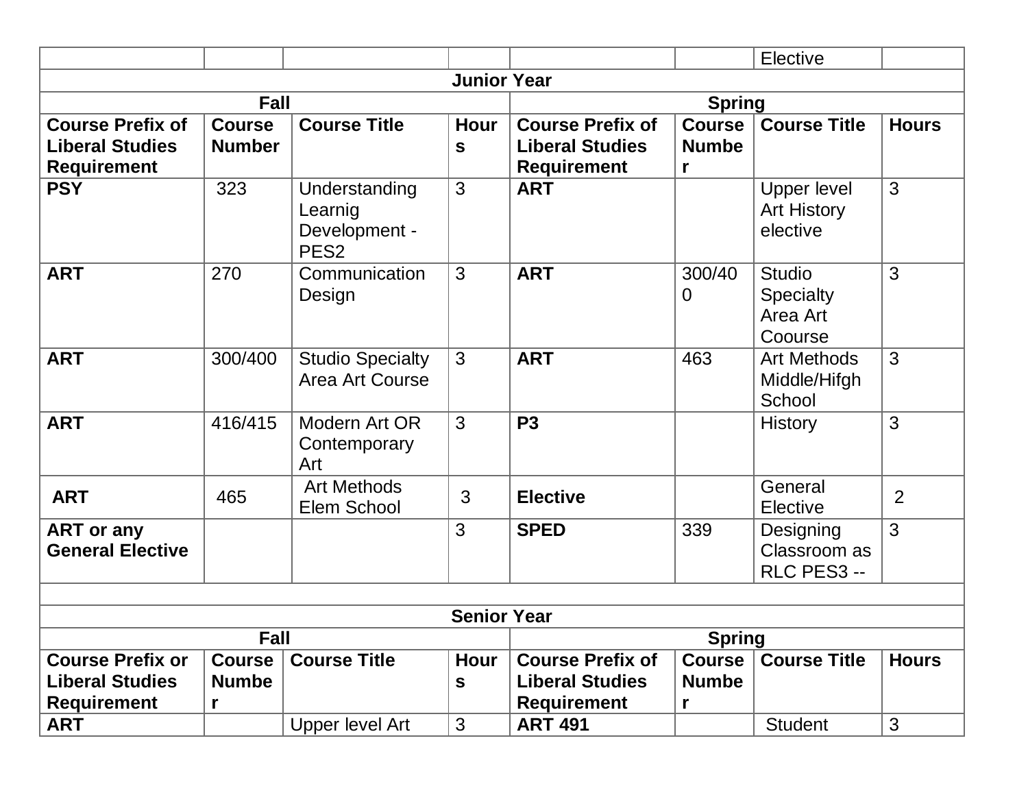| | | | | | | Elective | |
|---|---|---|---|---|---|---|---|
| **Junior Year** | | | | | | | |
| **Fall** | | | | **Spring** | | | |
| **Course Prefix of Liberal Studies Requirement** | **Course Number** | **Course Title** | **Hours** | **Course Prefix of Liberal Studies Requirement** | **Course Number** | **Course Title** | **Hours** |
| **PSY** | 323 | Understanding Learnig Development - PES2 | 3 | **ART** | | Upper level Art History elective | 3 |
| **ART** | 270 | Communication Design | 3 | **ART** | 300/400 | Studio Specialty Area Art Coourse | 3 |
| **ART** | 300/400 | Studio Specialty Area Art Course | 3 | **ART** | 463 | Art Methods Middle/Hifgh School | 3 |
| **ART** | 416/415 | Modern Art OR Contemporary Art | 3 | **P3** | | History | 3 |
| **ART** | 465 | Art Methods Elem School | 3 | **Elective** | | General Elective | 2 |
| **ART or any General Elective** | | | 3 | **SPED** | 339 | Designing Classroom as RLC PES3 -- | 3 |
| | | | | | | | |
| **Senior Year** | | | | | | | |
| **Fall** | | | | **Spring** | | | |
| **Course Prefix or Liberal Studies Requirement** | **Course Number** | **Course Title** | **Hours** | **Course Prefix of Liberal Studies Requirement** | **Course Number** | **Course Title** | **Hours** |
| **ART** | | Upper level Art | 3 | **ART 491** | | Student | 3 |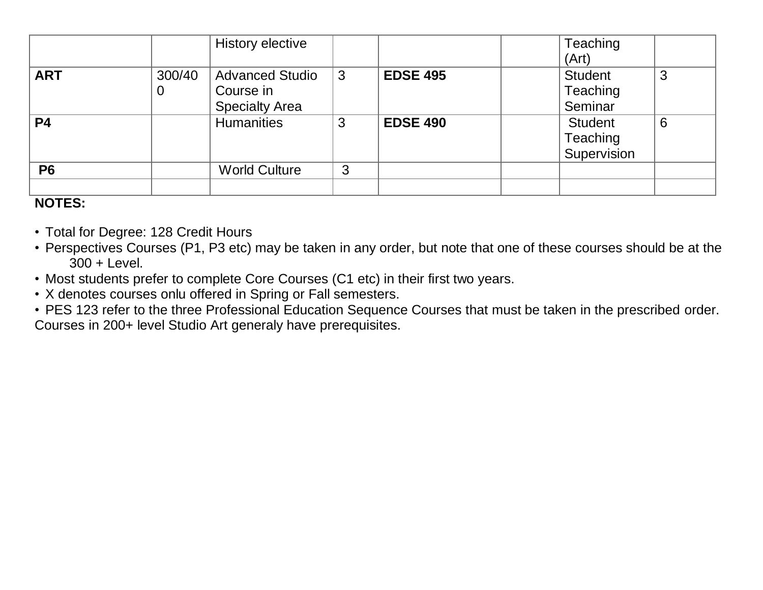| | | | | | | | |
|---|---|---|---|---|---|---|---|
| | | History elective | | | | Teaching (Art) | |
| **ART** | 300/400 | Advanced Studio Course in Specialty Area | 3 | **EDSE 495** | | Student Teaching Seminar | 3 |
| **P4** | | Humanities | 3 | **EDSE 490** | | Student Teaching Supervision | 6 |
| **P6** | | World Culture | 3 | | | | |
| | | | | | | | |

**NOTES:**

- Total for Degree: 128 Credit Hours
- Perspectives Courses (P1, P3 etc) may be taken in any order, but note that one of these courses should be at the 300 + Level.
- Most students prefer to complete Core Courses (C1 etc) in their first two years.
- X denotes courses onlu offered in Spring or Fall semesters.
- PES 123 refer to the three Professional Education Sequence Courses that must be taken in the prescribed order.

Courses in 200+ level Studio Art generaly have prerequisites.